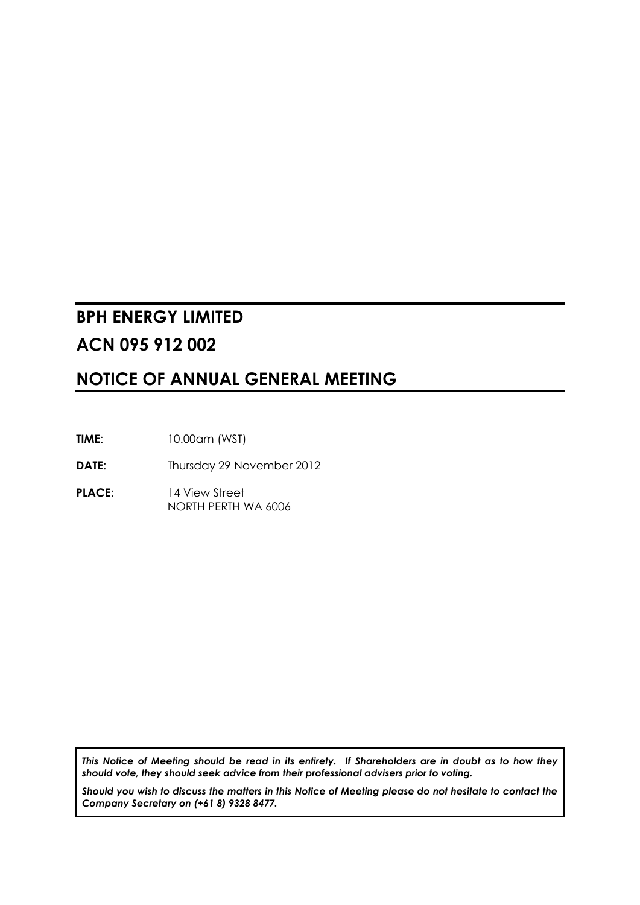# BPH ENERGY LIMITED

# ACN 095 912 002

# NOTICE OF ANNUAL GENERAL MEETING

**TIME**: 10.00am (WST)

**DATE**: Thursday 29 November 2012

**PLACE**: 14 View Street
NORTH PERTH WA 6006

***This Notice of Meeting should be read in its entirety. If Shareholders are in doubt as to how they should vote, they should seek advice from their professional advisers prior to voting.***

***Should you wish to discuss the matters in this Notice of Meeting please do not hesitate to contact the Company Secretary on (+61 8) 9328 8477.***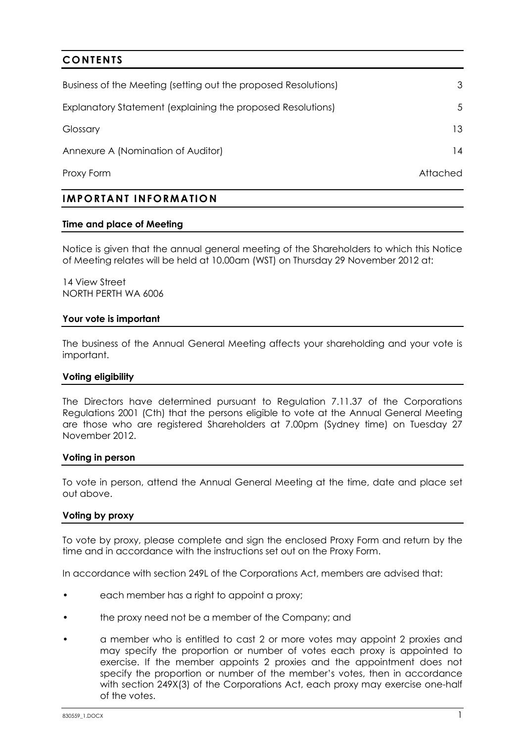## CONTENTS

| | |
|---|---|
| Business of the Meeting (setting out the proposed Resolutions) | 3 |
| Explanatory Statement (explaining the proposed Resolutions) | 5 |
| Glossary | 13 |
| Annexure A (Nomination of Auditor) | 14 |
| Proxy Form | Attached |

## IMPORTANT INFORMATION

### Time and place of Meeting

Notice is given that the annual general meeting of the Shareholders to which this Notice of Meeting relates will be held at 10.00am (WST) on Thursday 29 November 2012 at:

14 View Street
NORTH PERTH WA 6006

### Your vote is important

The business of the Annual General Meeting affects your shareholding and your vote is important.

### Voting eligibility

The Directors have determined pursuant to Regulation 7.11.37 of the Corporations Regulations 2001 (Cth) that the persons eligible to vote at the Annual General Meeting are those who are registered Shareholders at 7.00pm (Sydney time) on Tuesday 27 November 2012.

### Voting in person

To vote in person, attend the Annual General Meeting at the time, date and place set out above.

### Voting by proxy

To vote by proxy, please complete and sign the enclosed Proxy Form and return by the time and in accordance with the instructions set out on the Proxy Form.

In accordance with section 249L of the Corporations Act, members are advised that:

- each member has a right to appoint a proxy;
- the proxy need not be a member of the Company; and
- a member who is entitled to cast 2 or more votes may appoint 2 proxies and may specify the proportion or number of votes each proxy is appointed to exercise. If the member appoints 2 proxies and the appointment does not specify the proportion or number of the member's votes, then in accordance with section 249X(3) of the Corporations Act, each proxy may exercise one-half of the votes.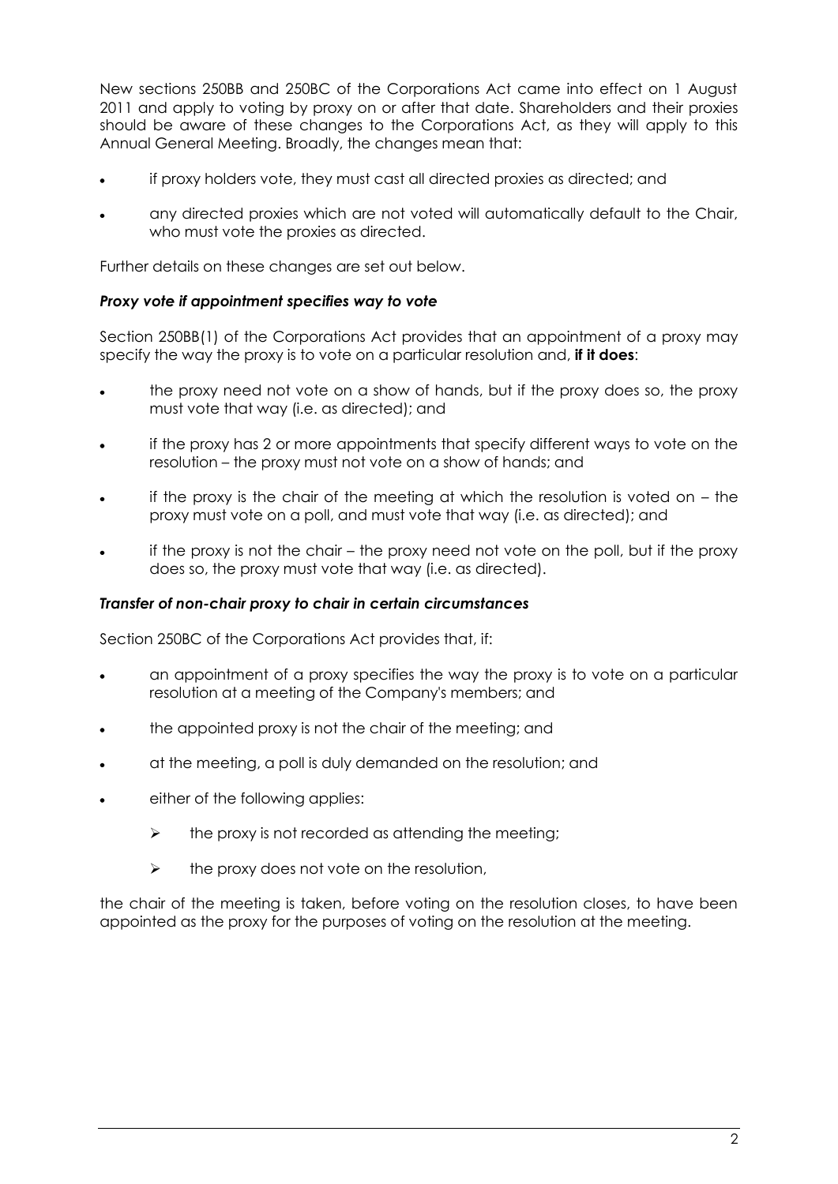New sections 250BB and 250BC of the Corporations Act came into effect on 1 August 2011 and apply to voting by proxy on or after that date. Shareholders and their proxies should be aware of these changes to the Corporations Act, as they will apply to this Annual General Meeting. Broadly, the changes mean that:

- if proxy holders vote, they must cast all directed proxies as directed; and
- any directed proxies which are not voted will automatically default to the Chair, who must vote the proxies as directed.

Further details on these changes are set out below.

***Proxy vote if appointment specifies way to vote***

Section 250BB(1) of the Corporations Act provides that an appointment of a proxy may specify the way the proxy is to vote on a particular resolution and, **if it does**:

- the proxy need not vote on a show of hands, but if the proxy does so, the proxy must vote that way (i.e. as directed); and
- if the proxy has 2 or more appointments that specify different ways to vote on the resolution – the proxy must not vote on a show of hands; and
- if the proxy is the chair of the meeting at which the resolution is voted on – the proxy must vote on a poll, and must vote that way (i.e. as directed); and
- if the proxy is not the chair – the proxy need not vote on the poll, but if the proxy does so, the proxy must vote that way (i.e. as directed).

***Transfer of non-chair proxy to chair in certain circumstances***

Section 250BC of the Corporations Act provides that, if:

- an appointment of a proxy specifies the way the proxy is to vote on a particular resolution at a meeting of the Company's members; and
- the appointed proxy is not the chair of the meeting; and
- at the meeting, a poll is duly demanded on the resolution; and
- either of the following applies:
  - the proxy is not recorded as attending the meeting;
  - the proxy does not vote on the resolution,

the chair of the meeting is taken, before voting on the resolution closes, to have been appointed as the proxy for the purposes of voting on the resolution at the meeting.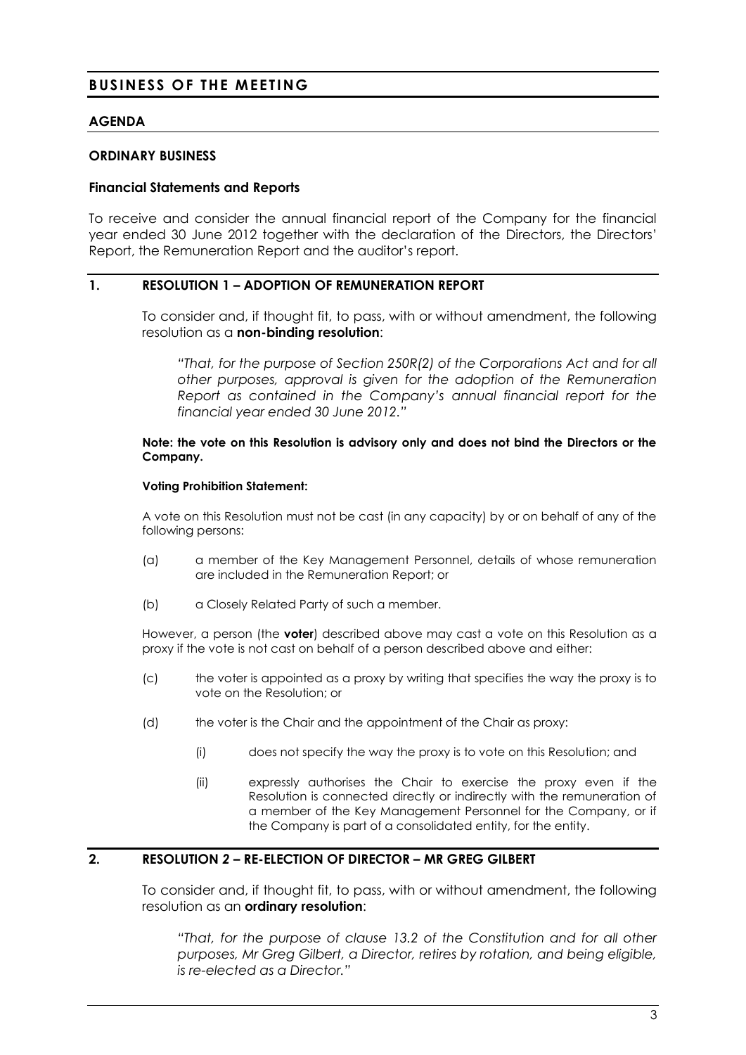# BUSINESS OF THE MEETING

## AGENDA

### ORDINARY BUSINESS

#### Financial Statements and Reports

To receive and consider the annual financial report of the Company for the financial year ended 30 June 2012 together with the declaration of the Directors, the Directors' Report, the Remuneration Report and the auditor's report.

## 1. RESOLUTION 1 – ADOPTION OF REMUNERATION REPORT

To consider and, if thought fit, to pass, with or without amendment, the following resolution as a **non-binding resolution**:

*"That, for the purpose of Section 250R(2) of the Corporations Act and for all other purposes, approval is given for the adoption of the Remuneration Report as contained in the Company's annual financial report for the financial year ended 30 June 2012."*

**Note: the vote on this Resolution is advisory only and does not bind the Directors or the Company.**

**Voting Prohibition Statement:**

A vote on this Resolution must not be cast (in any capacity) by or on behalf of any of the following persons:

(a) a member of the Key Management Personnel, details of whose remuneration are included in the Remuneration Report; or

(b) a Closely Related Party of such a member.

However, a person (the **voter**) described above may cast a vote on this Resolution as a proxy if the vote is not cast on behalf of a person described above and either:

(c) the voter is appointed as a proxy by writing that specifies the way the proxy is to vote on the Resolution; or

(d) the voter is the Chair and the appointment of the Chair as proxy:

(i) does not specify the way the proxy is to vote on this Resolution; and

(ii) expressly authorises the Chair to exercise the proxy even if the Resolution is connected directly or indirectly with the remuneration of a member of the Key Management Personnel for the Company, or if the Company is part of a consolidated entity, for the entity.

## 2. RESOLUTION 2 – RE-ELECTION OF DIRECTOR – MR GREG GILBERT

To consider and, if thought fit, to pass, with or without amendment, the following resolution as an **ordinary resolution**:

*"That, for the purpose of clause 13.2 of the Constitution and for all other purposes, Mr Greg Gilbert, a Director, retires by rotation, and being eligible, is re-elected as a Director."*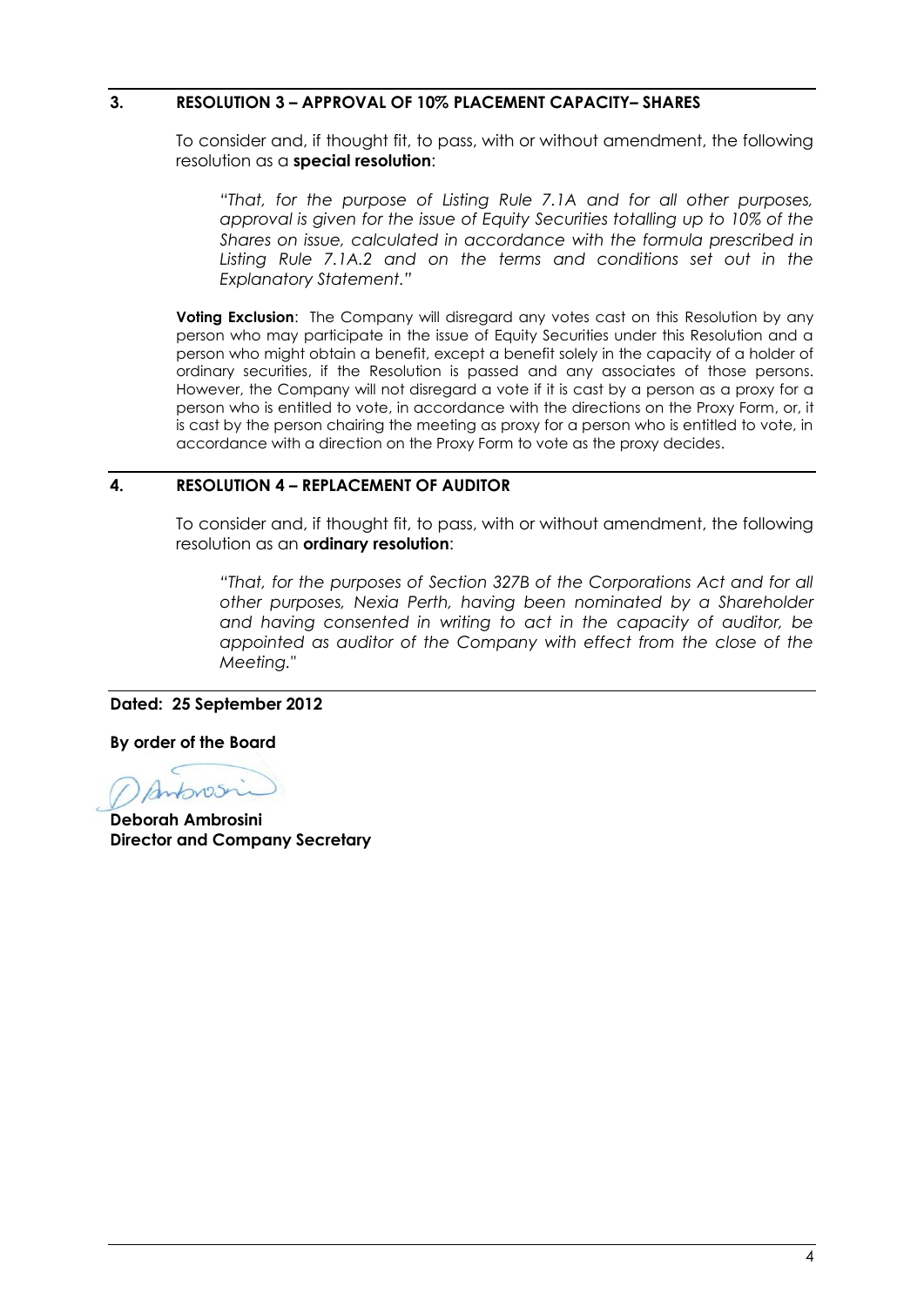## 3. RESOLUTION 3 – APPROVAL OF 10% PLACEMENT CAPACITY– SHARES

To consider and, if thought fit, to pass, with or without amendment, the following resolution as a **special resolution**:

*"That, for the purpose of Listing Rule 7.1A and for all other purposes, approval is given for the issue of Equity Securities totalling up to 10% of the Shares on issue, calculated in accordance with the formula prescribed in Listing Rule 7.1A.2 and on the terms and conditions set out in the Explanatory Statement."*

**Voting Exclusion**: The Company will disregard any votes cast on this Resolution by any person who may participate in the issue of Equity Securities under this Resolution and a person who might obtain a benefit, except a benefit solely in the capacity of a holder of ordinary securities, if the Resolution is passed and any associates of those persons. However, the Company will not disregard a vote if it is cast by a person as a proxy for a person who is entitled to vote, in accordance with the directions on the Proxy Form, or, it is cast by the person chairing the meeting as proxy for a person who is entitled to vote, in accordance with a direction on the Proxy Form to vote as the proxy decides.

## 4. RESOLUTION 4 – REPLACEMENT OF AUDITOR

To consider and, if thought fit, to pass, with or without amendment, the following resolution as an **ordinary resolution**:

*"That, for the purposes of Section 327B of the Corporations Act and for all other purposes, Nexia Perth, having been nominated by a Shareholder and having consented in writing to act in the capacity of auditor, be appointed as auditor of the Company with effect from the close of the Meeting."*

**Dated: 25 September 2012**

**By order of the Board**

**Deborah Ambrosini**
**Director and Company Secretary**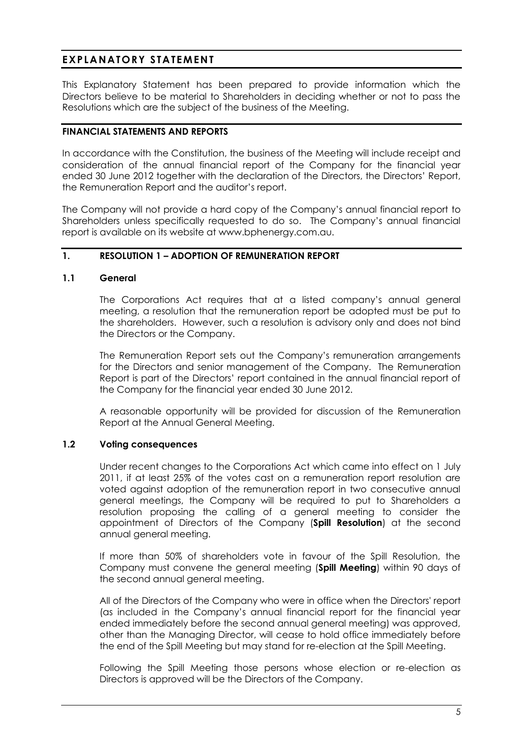## EXPLANATORY STATEMENT

This Explanatory Statement has been prepared to provide information which the Directors believe to be material to Shareholders in deciding whether or not to pass the Resolutions which are the subject of the business of the Meeting.

### FINANCIAL STATEMENTS AND REPORTS

In accordance with the Constitution, the business of the Meeting will include receipt and consideration of the annual financial report of the Company for the financial year ended 30 June 2012 together with the declaration of the Directors, the Directors' Report, the Remuneration Report and the auditor's report.

The Company will not provide a hard copy of the Company's annual financial report to Shareholders unless specifically requested to do so. The Company's annual financial report is available on its website at www.bphenergy.com.au.

### 1. RESOLUTION 1 – ADOPTION OF REMUNERATION REPORT

#### 1.1 General

The Corporations Act requires that at a listed company's annual general meeting, a resolution that the remuneration report be adopted must be put to the shareholders. However, such a resolution is advisory only and does not bind the Directors or the Company.

The Remuneration Report sets out the Company's remuneration arrangements for the Directors and senior management of the Company. The Remuneration Report is part of the Directors' report contained in the annual financial report of the Company for the financial year ended 30 June 2012.

A reasonable opportunity will be provided for discussion of the Remuneration Report at the Annual General Meeting.

#### 1.2 Voting consequences

Under recent changes to the Corporations Act which came into effect on 1 July 2011, if at least 25% of the votes cast on a remuneration report resolution are voted against adoption of the remuneration report in two consecutive annual general meetings, the Company will be required to put to Shareholders a resolution proposing the calling of a general meeting to consider the appointment of Directors of the Company (**Spill Resolution**) at the second annual general meeting.

If more than 50% of shareholders vote in favour of the Spill Resolution, the Company must convene the general meeting (**Spill Meeting**) within 90 days of the second annual general meeting.

All of the Directors of the Company who were in office when the Directors' report (as included in the Company's annual financial report for the financial year ended immediately before the second annual general meeting) was approved, other than the Managing Director, will cease to hold office immediately before the end of the Spill Meeting but may stand for re-election at the Spill Meeting.

Following the Spill Meeting those persons whose election or re-election as Directors is approved will be the Directors of the Company.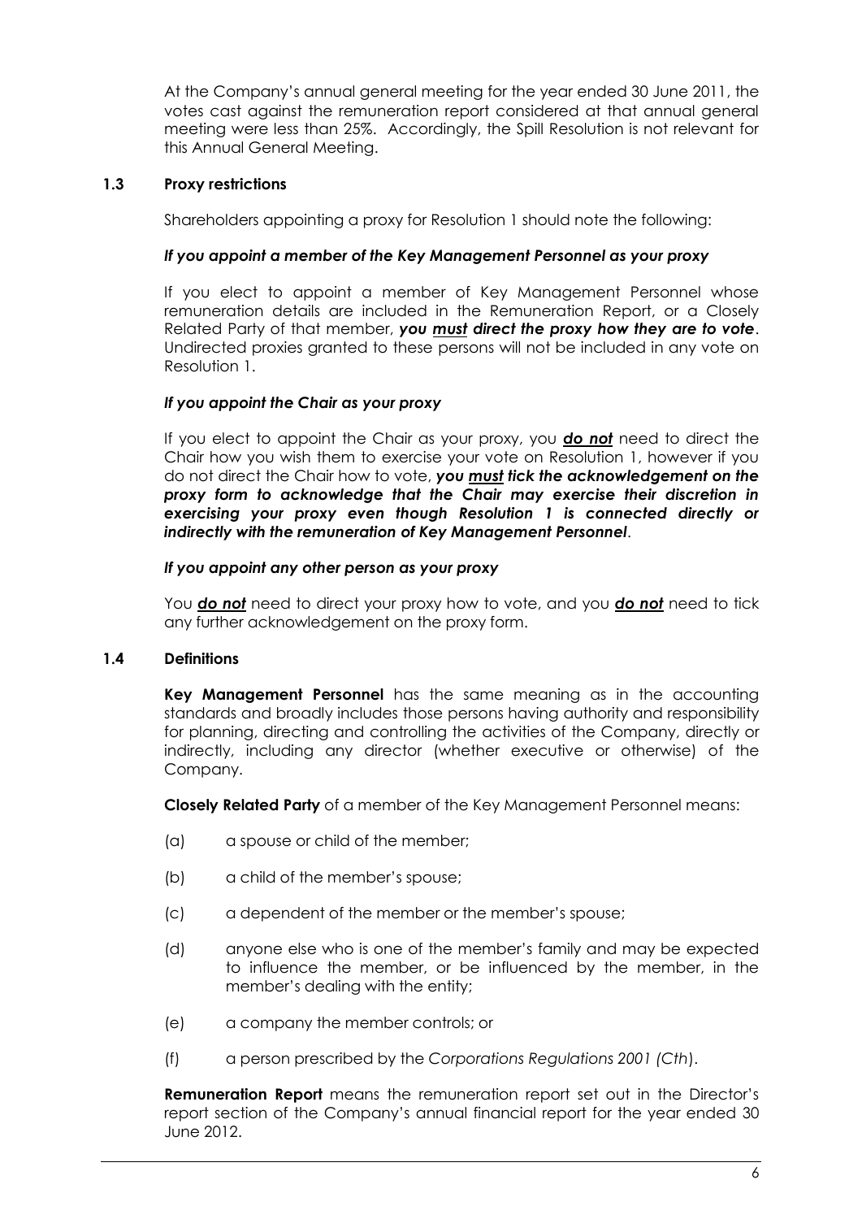At the Company's annual general meeting for the year ended 30 June 2011, the votes cast against the remuneration report considered at that annual general meeting were less than 25%. Accordingly, the Spill Resolution is not relevant for this Annual General Meeting.

### 1.3 Proxy restrictions

Shareholders appointing a proxy for Resolution 1 should note the following:

***If you appoint a member of the Key Management Personnel as your proxy***

If you elect to appoint a member of Key Management Personnel whose remuneration details are included in the Remuneration Report, or a Closely Related Party of that member, ***you must direct the proxy how they are to vote***. Undirected proxies granted to these persons will not be included in any vote on Resolution 1.

***If you appoint the Chair as your proxy***

If you elect to appoint the Chair as your proxy, you ***do not*** need to direct the Chair how you wish them to exercise your vote on Resolution 1, however if you do not direct the Chair how to vote, ***you must tick the acknowledgement on the proxy form to acknowledge that the Chair may exercise their discretion in exercising your proxy even though Resolution 1 is connected directly or indirectly with the remuneration of Key Management Personnel***.

***If you appoint any other person as your proxy***

You ***do not*** need to direct your proxy how to vote, and you ***do not*** need to tick any further acknowledgement on the proxy form.

### 1.4 Definitions

**Key Management Personnel** has the same meaning as in the accounting standards and broadly includes those persons having authority and responsibility for planning, directing and controlling the activities of the Company, directly or indirectly, including any director (whether executive or otherwise) of the Company.

**Closely Related Party** of a member of the Key Management Personnel means:

(a) a spouse or child of the member;

(b) a child of the member's spouse;

(c) a dependent of the member or the member's spouse;

(d) anyone else who is one of the member's family and may be expected to influence the member, or be influenced by the member, in the member's dealing with the entity;

(e) a company the member controls; or

(f) a person prescribed by the *Corporations Regulations 2001 (Cth*).

**Remuneration Report** means the remuneration report set out in the Director's report section of the Company's annual financial report for the year ended 30 June 2012.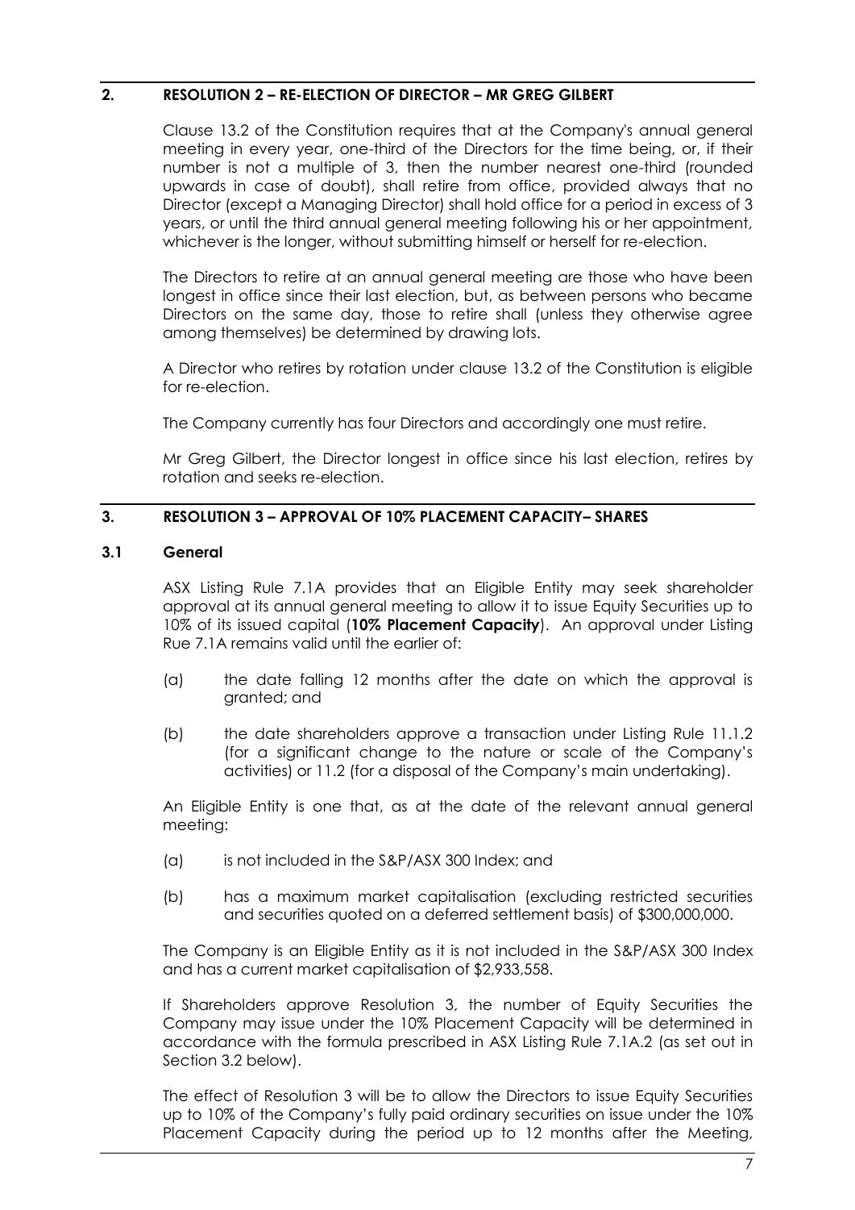## 2. RESOLUTION 2 – RE-ELECTION OF DIRECTOR – MR GREG GILBERT

Clause 13.2 of the Constitution requires that at the Company's annual general meeting in every year, one-third of the Directors for the time being, or, if their number is not a multiple of 3, then the number nearest one-third (rounded upwards in case of doubt), shall retire from office, provided always that no Director (except a Managing Director) shall hold office for a period in excess of 3 years, or until the third annual general meeting following his or her appointment, whichever is the longer, without submitting himself or herself for re-election.

The Directors to retire at an annual general meeting are those who have been longest in office since their last election, but, as between persons who became Directors on the same day, those to retire shall (unless they otherwise agree among themselves) be determined by drawing lots.

A Director who retires by rotation under clause 13.2 of the Constitution is eligible for re-election.

The Company currently has four Directors and accordingly one must retire.

Mr Greg Gilbert, the Director longest in office since his last election, retires by rotation and seeks re-election.

## 3. RESOLUTION 3 – APPROVAL OF 10% PLACEMENT CAPACITY– SHARES

### 3.1 General

ASX Listing Rule 7.1A provides that an Eligible Entity may seek shareholder approval at its annual general meeting to allow it to issue Equity Securities up to 10% of its issued capital (**10% Placement Capacity**). An approval under Listing Rue 7.1A remains valid until the earlier of:

(a) the date falling 12 months after the date on which the approval is granted; and

(b) the date shareholders approve a transaction under Listing Rule 11.1.2 (for a significant change to the nature or scale of the Company's activities) or 11.2 (for a disposal of the Company's main undertaking).

An Eligible Entity is one that, as at the date of the relevant annual general meeting:

(a) is not included in the S&P/ASX 300 Index; and

(b) has a maximum market capitalisation (excluding restricted securities and securities quoted on a deferred settlement basis) of $300,000,000.

The Company is an Eligible Entity as it is not included in the S&P/ASX 300 Index and has a current market capitalisation of $2,933,558.

If Shareholders approve Resolution 3, the number of Equity Securities the Company may issue under the 10% Placement Capacity will be determined in accordance with the formula prescribed in ASX Listing Rule 7.1A.2 (as set out in Section 3.2 below).

The effect of Resolution 3 will be to allow the Directors to issue Equity Securities up to 10% of the Company's fully paid ordinary securities on issue under the 10% Placement Capacity during the period up to 12 months after the Meeting,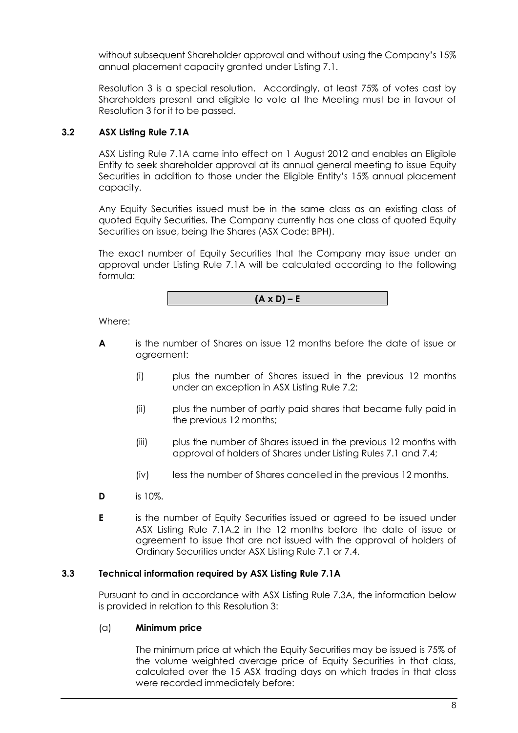without subsequent Shareholder approval and without using the Company's 15% annual placement capacity granted under Listing 7.1.

Resolution 3 is a special resolution. Accordingly, at least 75% of votes cast by Shareholders present and eligible to vote at the Meeting must be in favour of Resolution 3 for it to be passed.

### 3.2 ASX Listing Rule 7.1A

ASX Listing Rule 7.1A came into effect on 1 August 2012 and enables an Eligible Entity to seek shareholder approval at its annual general meeting to issue Equity Securities in addition to those under the Eligible Entity's 15% annual placement capacity.

Any Equity Securities issued must be in the same class as an existing class of quoted Equity Securities. The Company currently has one class of quoted Equity Securities on issue, being the Shares (ASX Code: BPH).

The exact number of Equity Securities that the Company may issue under an approval under Listing Rule 7.1A will be calculated according to the following formula:

$$(A \times D) - E$$

Where:

**A** is the number of Shares on issue 12 months before the date of issue or agreement:

(i) plus the number of Shares issued in the previous 12 months under an exception in ASX Listing Rule 7.2;

(ii) plus the number of partly paid shares that became fully paid in the previous 12 months;

(iii) plus the number of Shares issued in the previous 12 months with approval of holders of Shares under Listing Rules 7.1 and 7.4;

(iv) less the number of Shares cancelled in the previous 12 months.

**D** is 10%.

**E** is the number of Equity Securities issued or agreed to be issued under ASX Listing Rule 7.1A.2 in the 12 months before the date of issue or agreement to issue that are not issued with the approval of holders of Ordinary Securities under ASX Listing Rule 7.1 or 7.4.

### 3.3 Technical information required by ASX Listing Rule 7.1A

Pursuant to and in accordance with ASX Listing Rule 7.3A, the information below is provided in relation to this Resolution 3:

(a) **Minimum price**

The minimum price at which the Equity Securities may be issued is 75% of the volume weighted average price of Equity Securities in that class, calculated over the 15 ASX trading days on which trades in that class were recorded immediately before: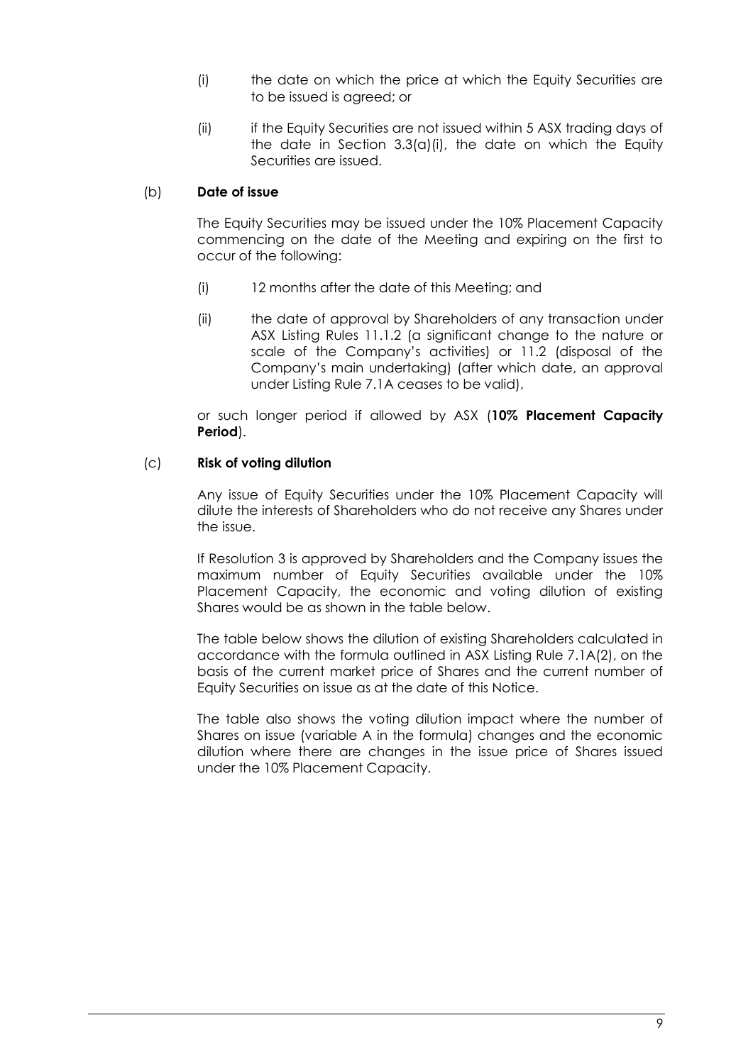(i) the date on which the price at which the Equity Securities are to be issued is agreed; or

(ii) if the Equity Securities are not issued within 5 ASX trading days of the date in Section 3.3(a)(i), the date on which the Equity Securities are issued.

(b) **Date of issue**

The Equity Securities may be issued under the 10% Placement Capacity commencing on the date of the Meeting and expiring on the first to occur of the following:

(i) 12 months after the date of this Meeting; and

(ii) the date of approval by Shareholders of any transaction under ASX Listing Rules 11.1.2 (a significant change to the nature or scale of the Company's activities) or 11.2 (disposal of the Company's main undertaking) (after which date, an approval under Listing Rule 7.1A ceases to be valid),

or such longer period if allowed by ASX (**10% Placement Capacity Period**).

(c) **Risk of voting dilution**

Any issue of Equity Securities under the 10% Placement Capacity will dilute the interests of Shareholders who do not receive any Shares under the issue.

If Resolution 3 is approved by Shareholders and the Company issues the maximum number of Equity Securities available under the 10% Placement Capacity, the economic and voting dilution of existing Shares would be as shown in the table below.

The table below shows the dilution of existing Shareholders calculated in accordance with the formula outlined in ASX Listing Rule 7.1A(2), on the basis of the current market price of Shares and the current number of Equity Securities on issue as at the date of this Notice.

The table also shows the voting dilution impact where the number of Shares on issue (variable A in the formula) changes and the economic dilution where there are changes in the issue price of Shares issued under the 10% Placement Capacity.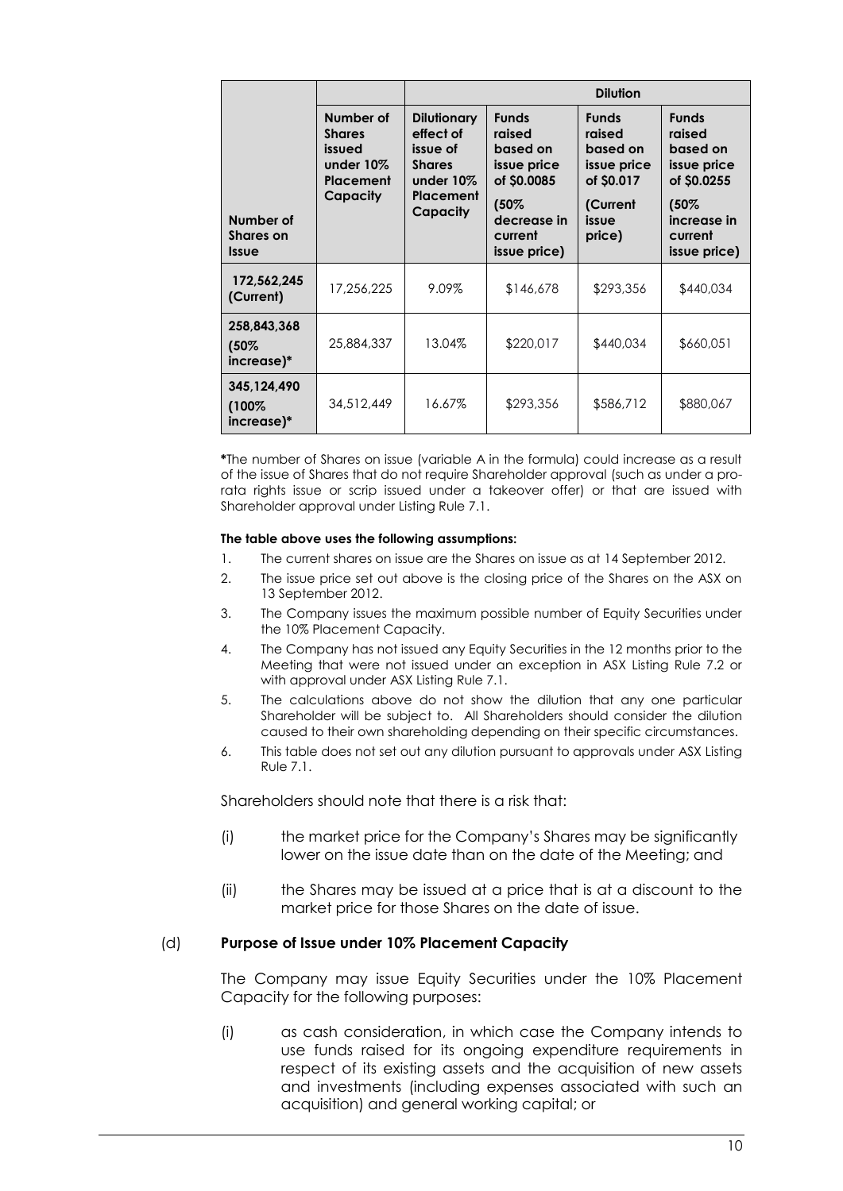| Number of Shares on Issue | Number of Shares issued under 10% Placement Capacity | Dilution | | | |
|---|---|---|---|---|---|
| | | Dilutionary effect of issue of Shares under 10% Placement Capacity | Funds raised based on issue price of $0.0085 (50% decrease in current issue price) | Funds raised based on issue price of $0.017 (Current issue price) | Funds raised based on issue price of $0.0255 (50% increase in current issue price) |
| 172,562,245 (Current) | 17,256,225 | 9.09% | $146,678 | $293,356 | $440,034 |
| 258,843,368 (50% increase)* | 25,884,337 | 13.04% | $220,017 | $440,034 | $660,051 |
| 345,124,490 (100% increase)* | 34,512,449 | 16.67% | $293,356 | $586,712 | $880,067 |

*The number of Shares on issue (variable A in the formula) could increase as a result of the issue of Shares that do not require Shareholder approval (such as under a pro-rata rights issue or scrip issued under a takeover offer) or that are issued with Shareholder approval under Listing Rule 7.1.

**The table above uses the following assumptions:**

1. The current shares on issue are the Shares on issue as at 14 September 2012.
2. The issue price set out above is the closing price of the Shares on the ASX on 13 September 2012.
3. The Company issues the maximum possible number of Equity Securities under the 10% Placement Capacity.
4. The Company has not issued any Equity Securities in the 12 months prior to the Meeting that were not issued under an exception in ASX Listing Rule 7.2 or with approval under ASX Listing Rule 7.1.
5. The calculations above do not show the dilution that any one particular Shareholder will be subject to. All Shareholders should consider the dilution caused to their own shareholding depending on their specific circumstances.
6. This table does not set out any dilution pursuant to approvals under ASX Listing Rule 7.1.

Shareholders should note that there is a risk that:

(i) the market price for the Company's Shares may be significantly lower on the issue date than on the date of the Meeting; and

(ii) the Shares may be issued at a price that is at a discount to the market price for those Shares on the date of issue.

(d) **Purpose of Issue under 10% Placement Capacity**

The Company may issue Equity Securities under the 10% Placement Capacity for the following purposes:

(i) as cash consideration, in which case the Company intends to use funds raised for its ongoing expenditure requirements in respect of its existing assets and the acquisition of new assets and investments (including expenses associated with such an acquisition) and general working capital; or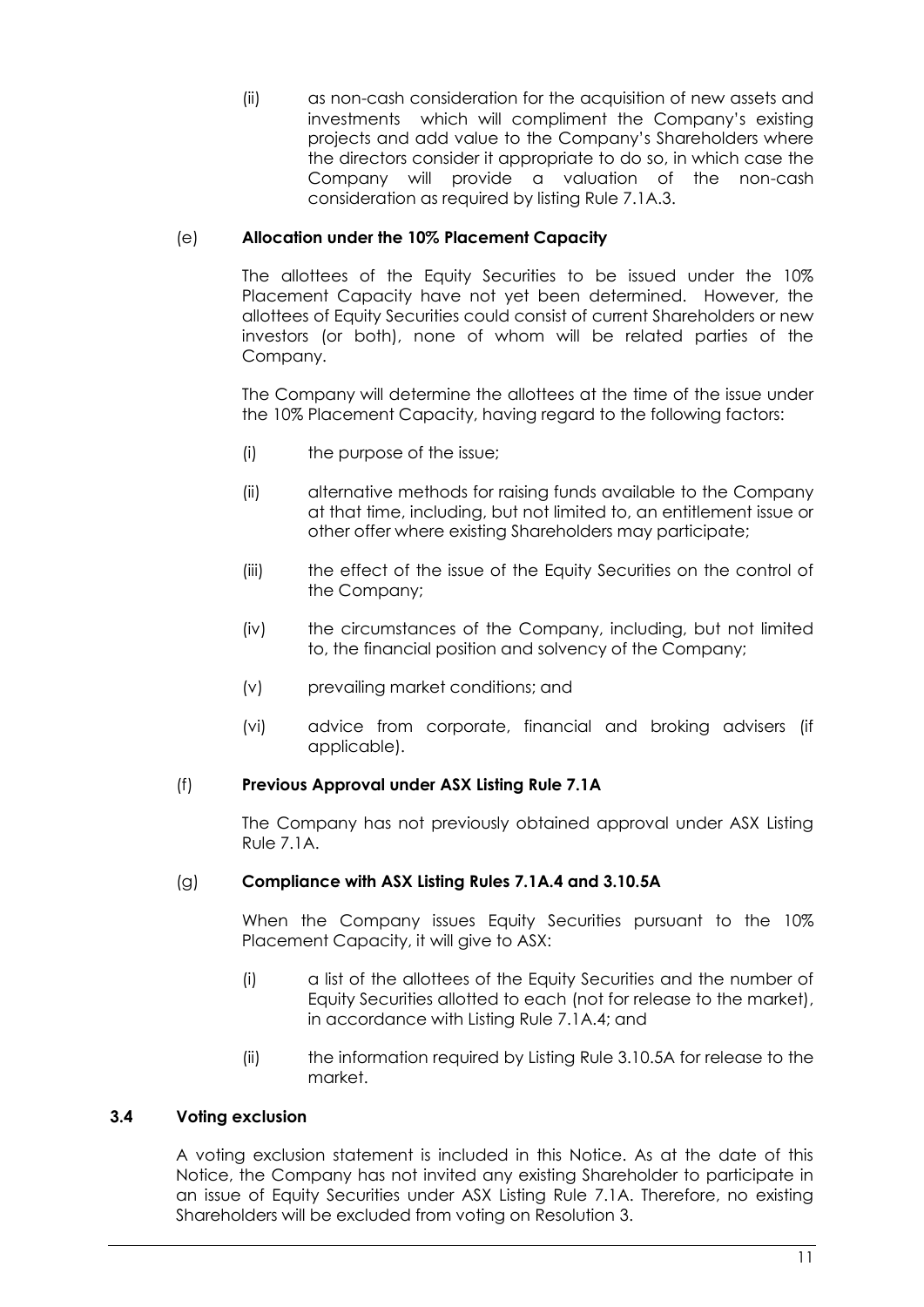(ii) as non-cash consideration for the acquisition of new assets and investments which will compliment the Company's existing projects and add value to the Company's Shareholders where the directors consider it appropriate to do so, in which case the Company will provide a valuation of the non-cash consideration as required by listing Rule 7.1A.3.

(e) **Allocation under the 10% Placement Capacity**

The allottees of the Equity Securities to be issued under the 10% Placement Capacity have not yet been determined. However, the allottees of Equity Securities could consist of current Shareholders or new investors (or both), none of whom will be related parties of the Company.

The Company will determine the allottees at the time of the issue under the 10% Placement Capacity, having regard to the following factors:

(i) the purpose of the issue;

(ii) alternative methods for raising funds available to the Company at that time, including, but not limited to, an entitlement issue or other offer where existing Shareholders may participate;

(iii) the effect of the issue of the Equity Securities on the control of the Company;

(iv) the circumstances of the Company, including, but not limited to, the financial position and solvency of the Company;

(v) prevailing market conditions; and

(vi) advice from corporate, financial and broking advisers (if applicable).

(f) **Previous Approval under ASX Listing Rule 7.1A**

The Company has not previously obtained approval under ASX Listing Rule 7.1A.

(g) **Compliance with ASX Listing Rules 7.1A.4 and 3.10.5A**

When the Company issues Equity Securities pursuant to the 10% Placement Capacity, it will give to ASX:

(i) a list of the allottees of the Equity Securities and the number of Equity Securities allotted to each (not for release to the market), in accordance with Listing Rule 7.1A.4; and

(ii) the information required by Listing Rule 3.10.5A for release to the market.

### 3.4 Voting exclusion

A voting exclusion statement is included in this Notice. As at the date of this Notice, the Company has not invited any existing Shareholder to participate in an issue of Equity Securities under ASX Listing Rule 7.1A. Therefore, no existing Shareholders will be excluded from voting on Resolution 3.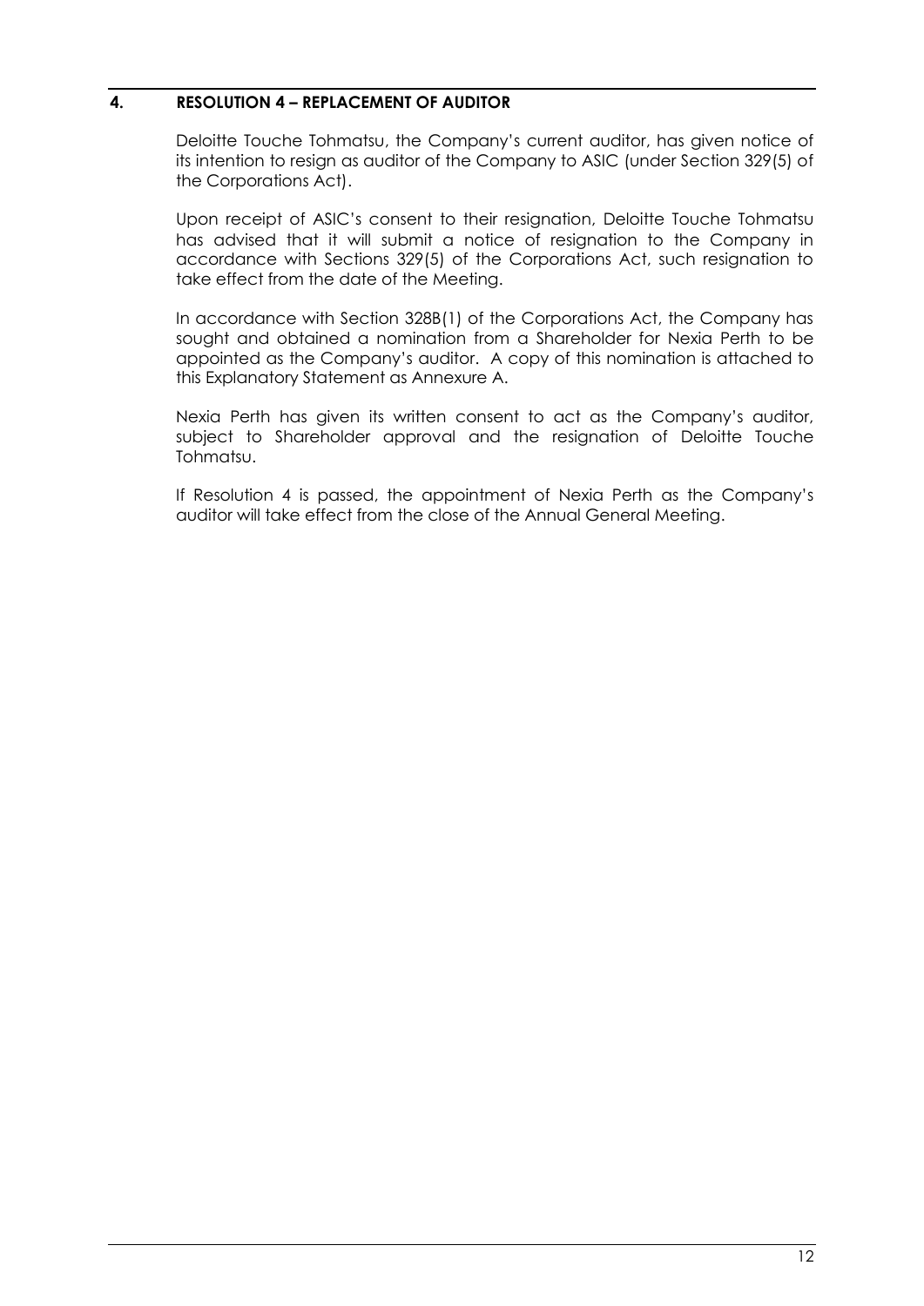## 4. RESOLUTION 4 – REPLACEMENT OF AUDITOR

Deloitte Touche Tohmatsu, the Company's current auditor, has given notice of its intention to resign as auditor of the Company to ASIC (under Section 329(5) of the Corporations Act).

Upon receipt of ASIC's consent to their resignation, Deloitte Touche Tohmatsu has advised that it will submit a notice of resignation to the Company in accordance with Sections 329(5) of the Corporations Act, such resignation to take effect from the date of the Meeting.

In accordance with Section 328B(1) of the Corporations Act, the Company has sought and obtained a nomination from a Shareholder for Nexia Perth to be appointed as the Company's auditor. A copy of this nomination is attached to this Explanatory Statement as Annexure A.

Nexia Perth has given its written consent to act as the Company's auditor, subject to Shareholder approval and the resignation of Deloitte Touche Tohmatsu.

If Resolution 4 is passed, the appointment of Nexia Perth as the Company's auditor will take effect from the close of the Annual General Meeting.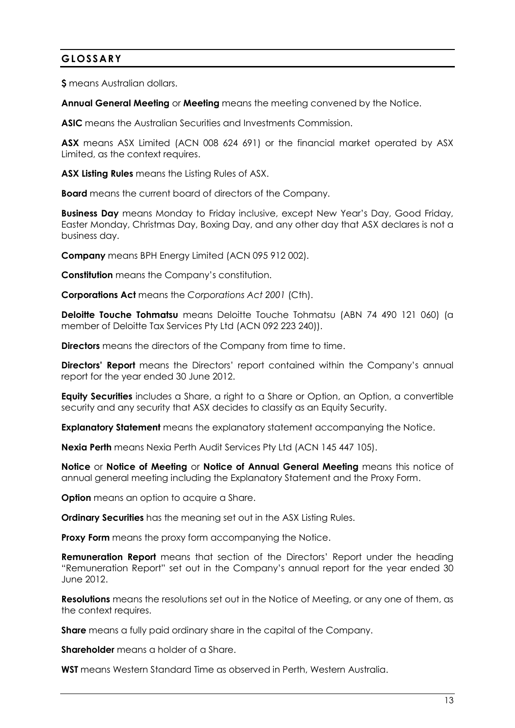## GLOSSARY

**$** means Australian dollars.

**Annual General Meeting** or **Meeting** means the meeting convened by the Notice.

**ASIC** means the Australian Securities and Investments Commission.

**ASX** means ASX Limited (ACN 008 624 691) or the financial market operated by ASX Limited, as the context requires.

**ASX Listing Rules** means the Listing Rules of ASX.

**Board** means the current board of directors of the Company.

**Business Day** means Monday to Friday inclusive, except New Year's Day, Good Friday, Easter Monday, Christmas Day, Boxing Day, and any other day that ASX declares is not a business day.

**Company** means BPH Energy Limited (ACN 095 912 002).

**Constitution** means the Company's constitution.

**Corporations Act** means the *Corporations Act 2001* (Cth).

**Deloitte Touche Tohmatsu** means Deloitte Touche Tohmatsu (ABN 74 490 121 060) (a member of Deloitte Tax Services Pty Ltd (ACN 092 223 240)).

**Directors** means the directors of the Company from time to time.

**Directors' Report** means the Directors' report contained within the Company's annual report for the year ended 30 June 2012.

**Equity Securities** includes a Share, a right to a Share or Option, an Option, a convertible security and any security that ASX decides to classify as an Equity Security.

**Explanatory Statement** means the explanatory statement accompanying the Notice.

**Nexia Perth** means Nexia Perth Audit Services Pty Ltd (ACN 145 447 105).

**Notice** or **Notice of Meeting** or **Notice of Annual General Meeting** means this notice of annual general meeting including the Explanatory Statement and the Proxy Form.

**Option** means an option to acquire a Share.

**Ordinary Securities** has the meaning set out in the ASX Listing Rules.

**Proxy Form** means the proxy form accompanying the Notice.

**Remuneration Report** means that section of the Directors' Report under the heading "Remuneration Report" set out in the Company's annual report for the year ended 30 June 2012.

**Resolutions** means the resolutions set out in the Notice of Meeting, or any one of them, as the context requires.

**Share** means a fully paid ordinary share in the capital of the Company.

**Shareholder** means a holder of a Share.

**WST** means Western Standard Time as observed in Perth, Western Australia.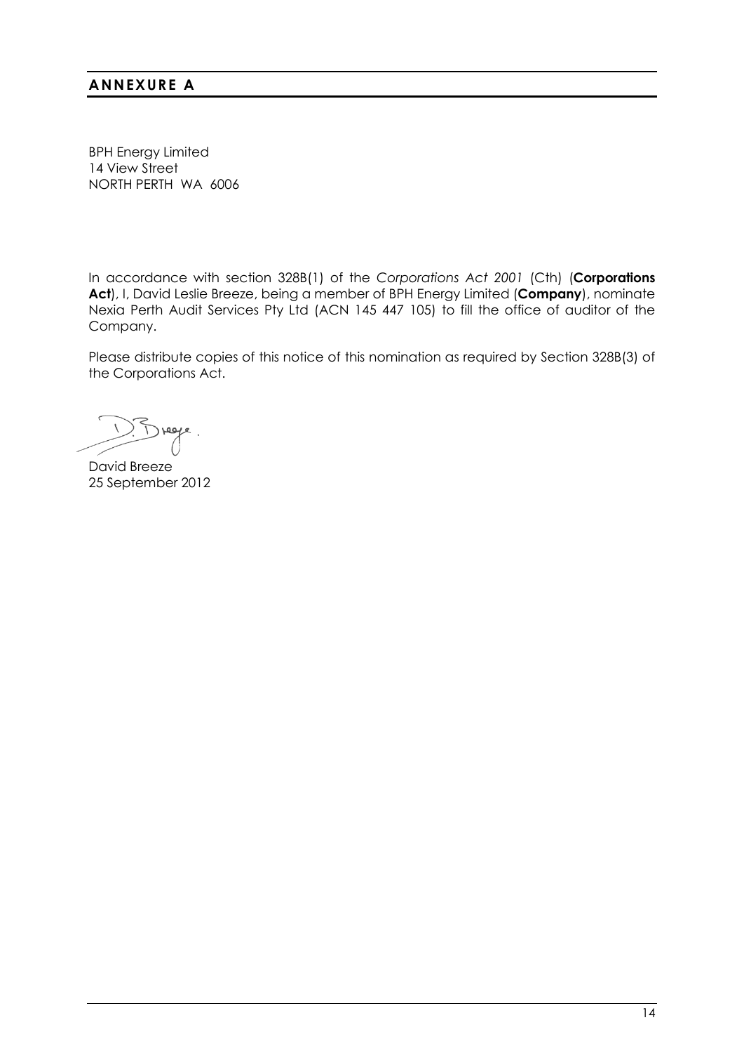## ANNEXURE A

BPH Energy Limited
14 View Street
NORTH PERTH WA 6006

In accordance with section 328B(1) of the *Corporations Act 2001* (Cth) (**Corporations Act**), I, David Leslie Breeze, being a member of BPH Energy Limited (**Company**), nominate Nexia Perth Audit Services Pty Ltd (ACN 145 447 105) to fill the office of auditor of the Company.

Please distribute copies of this notice of this nomination as required by Section 328B(3) of the Corporations Act.

David Breeze
25 September 2012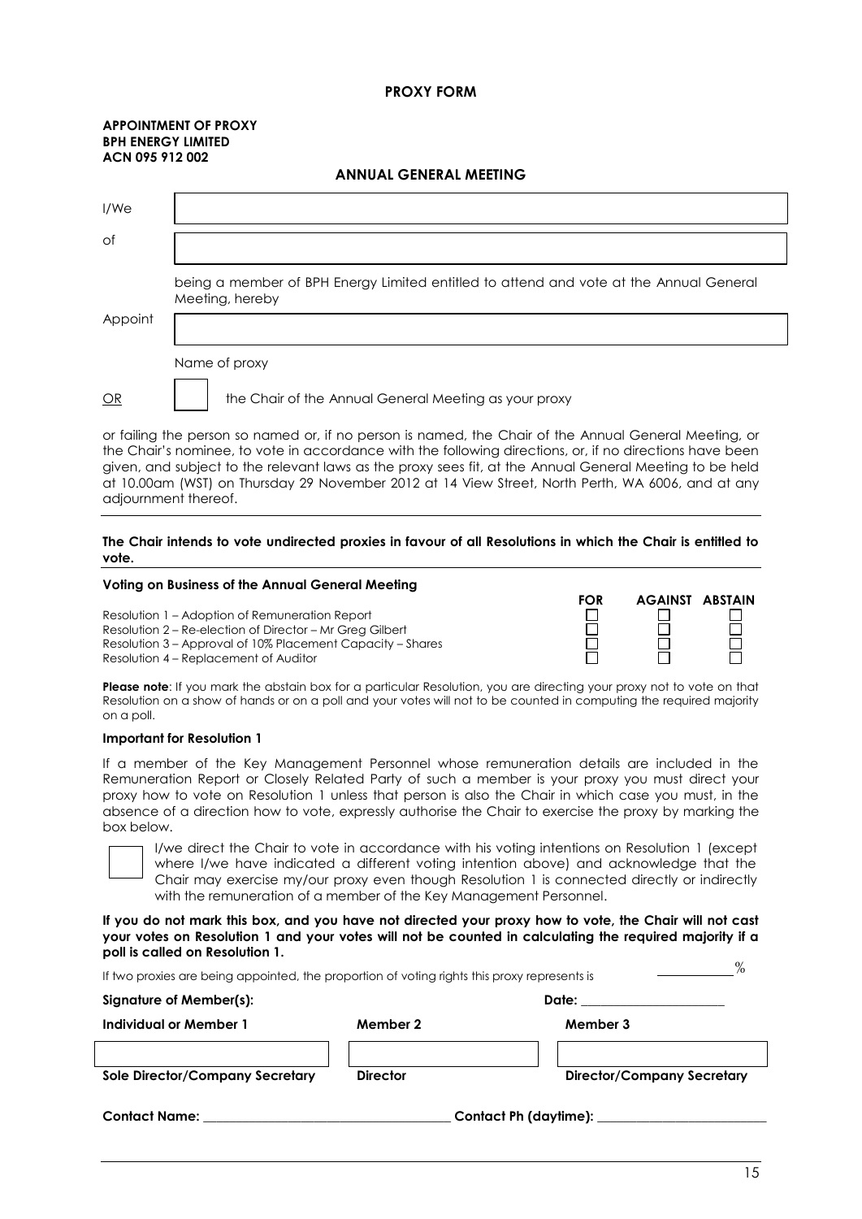# PROXY FORM

**APPOINTMENT OF PROXY**
**BPH ENERGY LIMITED**
**ACN 095 912 002**

## ANNUAL GENERAL MEETING

I/We ______________________________

of ______________________________

being a member of BPH Energy Limited entitled to attend and vote at the Annual General Meeting, hereby

Appoint ______________________________

Name of proxy

OR ☐ the Chair of the Annual General Meeting as your proxy

or failing the person so named or, if no person is named, the Chair of the Annual General Meeting, or the Chair's nominee, to vote in accordance with the following directions, or, if no directions have been given, and subject to the relevant laws as the proxy sees fit, at the Annual General Meeting to be held at 10.00am (WST) on Thursday 29 November 2012 at 14 View Street, North Perth, WA 6006, and at any adjournment thereof.

**The Chair intends to vote undirected proxies in favour of all Resolutions in which the Chair is entitled to vote.**

**Voting on Business of the Annual General Meeting**

| | FOR | AGAINST | ABSTAIN |
|---|---|---|---|
| Resolution 1 – Adoption of Remuneration Report | ☐ | ☐ | ☐ |
| Resolution 2 – Re-election of Director – Mr Greg Gilbert | ☐ | ☐ | ☐ |
| Resolution 3 – Approval of 10% Placement Capacity – Shares | ☐ | ☐ | ☐ |
| Resolution 4 – Replacement of Auditor | ☐ | ☐ | ☐ |

**Please note**: If you mark the abstain box for a particular Resolution, you are directing your proxy not to vote on that Resolution on a show of hands or on a poll and your votes will not to be counted in computing the required majority on a poll.

**Important for Resolution 1**

If a member of the Key Management Personnel whose remuneration details are included in the Remuneration Report or Closely Related Party of such a member is your proxy you must direct your proxy how to vote on Resolution 1 unless that person is also the Chair in which case you must, in the absence of a direction how to vote, expressly authorise the Chair to exercise the proxy by marking the box below.

☐ I/we direct the Chair to vote in accordance with his voting intentions on Resolution 1 (except where I/we have indicated a different voting intention above) and acknowledge that the Chair may exercise my/our proxy even though Resolution 1 is connected directly or indirectly with the remuneration of a member of the Key Management Personnel.

**If you do not mark this box, and you have not directed your proxy how to vote, the Chair will not cast your votes on Resolution 1 and your votes will not be counted in calculating the required majority if a poll is called on Resolution 1.**

If two proxies are being appointed, the proportion of voting rights this proxy represents is __________%

**Signature of Member(s):** **Date:** ____________________

| **Individual or Member 1** | **Member 2** | **Member 3** |
|---|---|---|
| | | |
| **Sole Director/Company Secretary** | **Director** | **Director/Company Secretary** |

**Contact Name:** ______________________________ **Contact Ph (daytime):** ______________________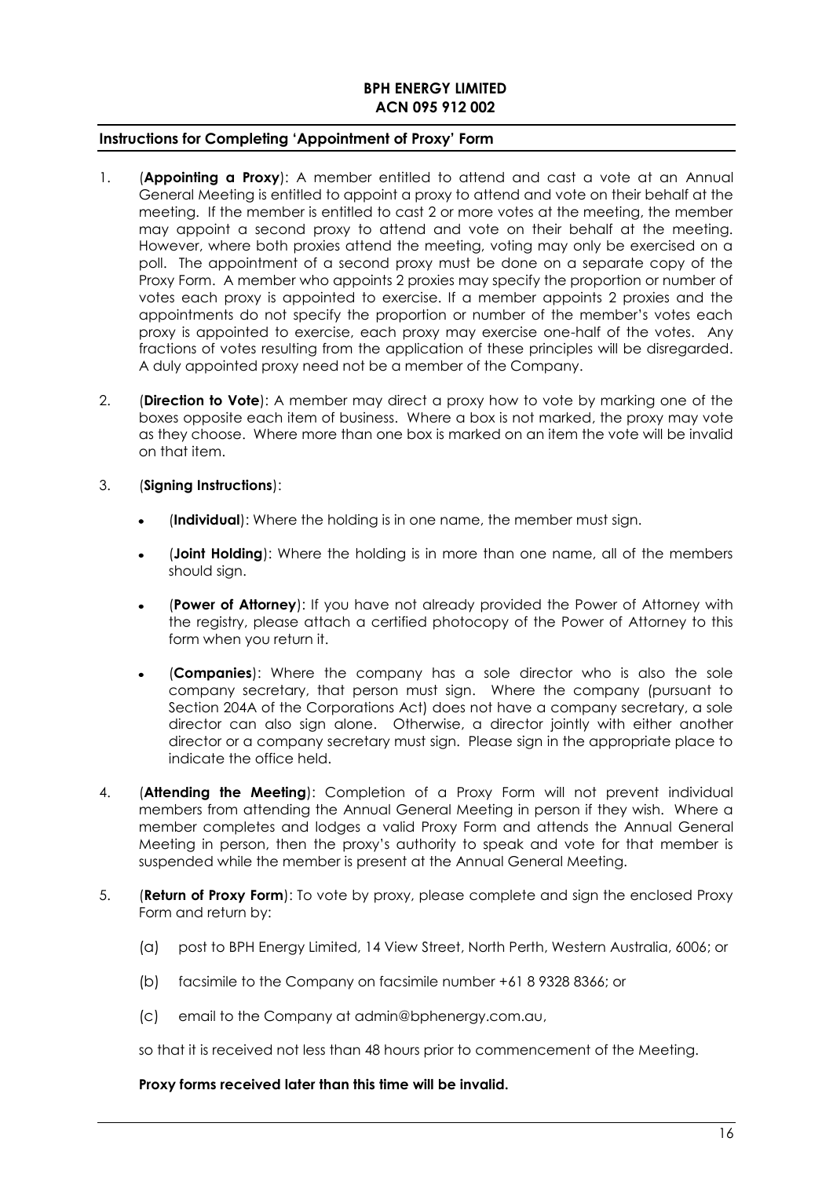**BPH ENERGY LIMITED**
**ACN 095 912 002**

## Instructions for Completing 'Appointment of Proxy' Form

1. (**Appointing a Proxy**): A member entitled to attend and cast a vote at an Annual General Meeting is entitled to appoint a proxy to attend and vote on their behalf at the meeting. If the member is entitled to cast 2 or more votes at the meeting, the member may appoint a second proxy to attend and vote on their behalf at the meeting. However, where both proxies attend the meeting, voting may only be exercised on a poll. The appointment of a second proxy must be done on a separate copy of the Proxy Form. A member who appoints 2 proxies may specify the proportion or number of votes each proxy is appointed to exercise. If a member appoints 2 proxies and the appointments do not specify the proportion or number of the member's votes each proxy is appointed to exercise, each proxy may exercise one-half of the votes. Any fractions of votes resulting from the application of these principles will be disregarded. A duly appointed proxy need not be a member of the Company.

2. (**Direction to Vote**): A member may direct a proxy how to vote by marking one of the boxes opposite each item of business. Where a box is not marked, the proxy may vote as they choose. Where more than one box is marked on an item the vote will be invalid on that item.

3. (**Signing Instructions**):

   - (**Individual**): Where the holding is in one name, the member must sign.
   - (**Joint Holding**): Where the holding is in more than one name, all of the members should sign.
   - (**Power of Attorney**): If you have not already provided the Power of Attorney with the registry, please attach a certified photocopy of the Power of Attorney to this form when you return it.
   - (**Companies**): Where the company has a sole director who is also the sole company secretary, that person must sign. Where the company (pursuant to Section 204A of the Corporations Act) does not have a company secretary, a sole director can also sign alone. Otherwise, a director jointly with either another director or a company secretary must sign. Please sign in the appropriate place to indicate the office held.

4. (**Attending the Meeting**): Completion of a Proxy Form will not prevent individual members from attending the Annual General Meeting in person if they wish. Where a member completes and lodges a valid Proxy Form and attends the Annual General Meeting in person, then the proxy's authority to speak and vote for that member is suspended while the member is present at the Annual General Meeting.

5. (**Return of Proxy Form**): To vote by proxy, please complete and sign the enclosed Proxy Form and return by:

   (a) post to BPH Energy Limited, 14 View Street, North Perth, Western Australia, 6006; or

   (b) facsimile to the Company on facsimile number +61 8 9328 8366; or

   (c) email to the Company at admin@bphenergy.com.au,

   so that it is received not less than 48 hours prior to commencement of the Meeting.

   **Proxy forms received later than this time will be invalid.**